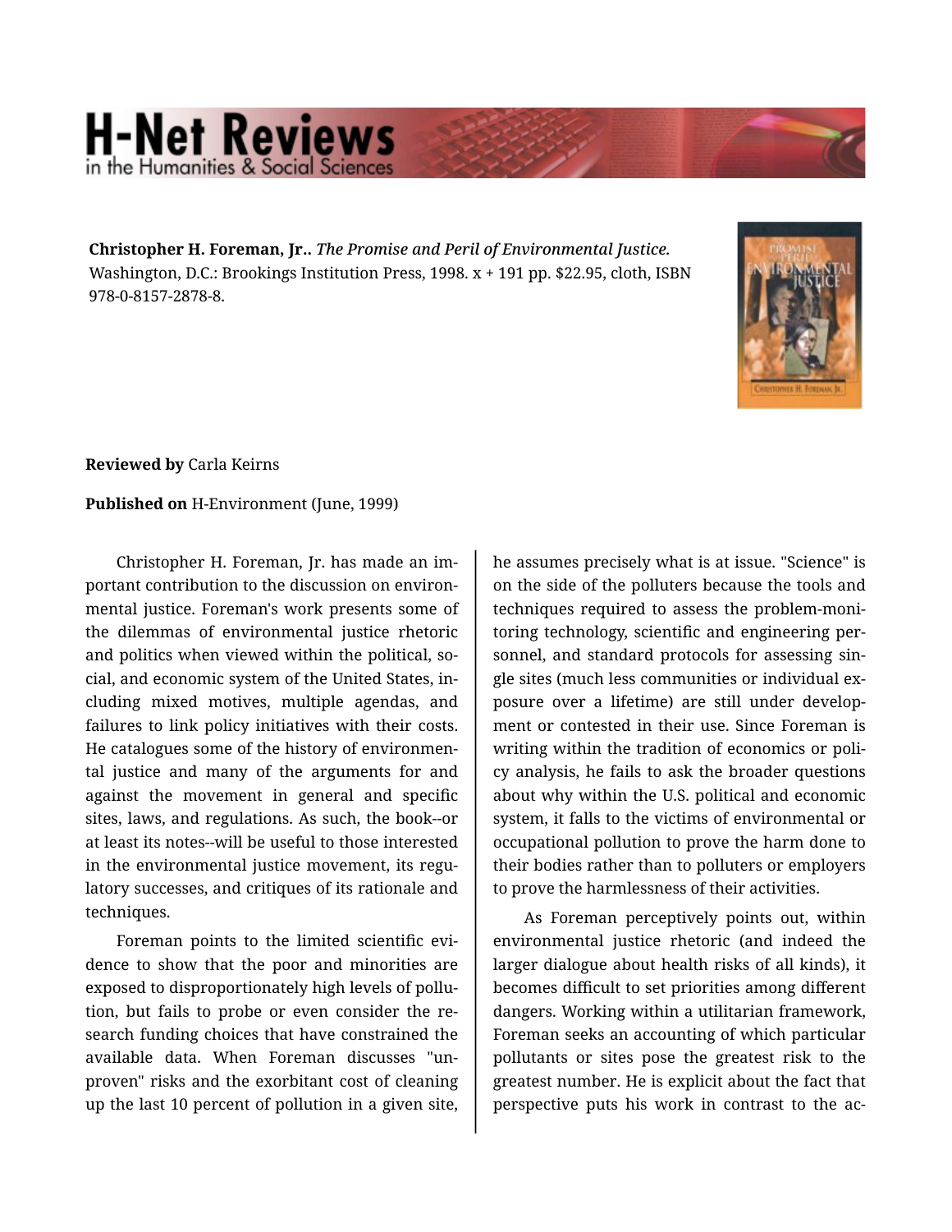**Christopher H. Foreman, Jr..** *The Promise and Peril of Environmental Justice.* Washington, D.C.: Brookings Institution Press, 1998. x + 191 pp. $22.95, cloth, ISBN 978-0-8157-2878-8.

**Reviewed by** Carla Keirns

**Published on** H-Environment (June, 1999)

Christopher H. Foreman, Jr. has made an important contribution to the discussion on environmental justice. Foreman's work presents some of the dilemmas of environmental justice rhetoric and politics when viewed within the political, social, and economic system of the United States, including mixed motives, multiple agendas, and failures to link policy initiatives with their costs. He catalogues some of the history of environmental justice and many of the arguments for and against the movement in general and specific sites, laws, and regulations. As such, the book--or at least its notes--will be useful to those interested in the environmental justice movement, its regulatory successes, and critiques of its rationale and techniques.

Foreman points to the limited scientific evidence to show that the poor and minorities are exposed to disproportionately high levels of pollution, but fails to probe or even consider the research funding choices that have constrained the available data. When Foreman discusses "unproven" risks and the exorbitant cost of cleaning up the last 10 percent of pollution in a given site, he assumes precisely what is at issue. "Science" is on the side of the polluters because the tools and techniques required to assess the problem-monitoring technology, scientific and engineering personnel, and standard protocols for assessing single sites (much less communities or individual exposure over a lifetime) are still under development or contested in their use. Since Foreman is writing within the tradition of economics or policy analysis, he fails to ask the broader questions about why within the U.S. political and economic system, it falls to the victims of environmental or occupational pollution to prove the harm done to their bodies rather than to polluters or employers to prove the harmlessness of their activities.

As Foreman perceptively points out, within environmental justice rhetoric (and indeed the larger dialogue about health risks of all kinds), it becomes difficult to set priorities among different dangers. Working within a utilitarian framework, Foreman seeks an accounting of which particular pollutants or sites pose the greatest risk to the greatest number. He is explicit about the fact that perspective puts his work in contrast to the ac-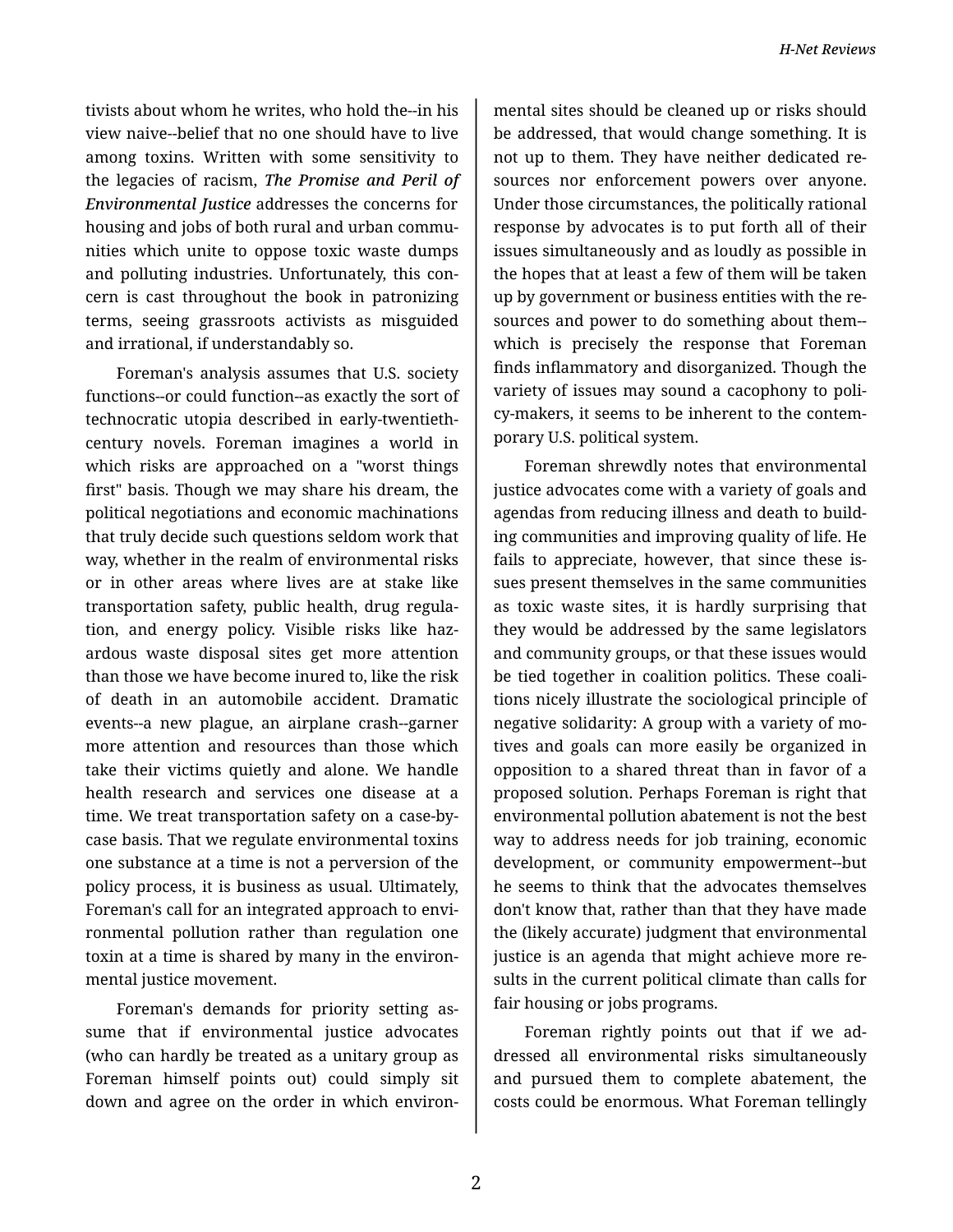tivists about whom he writes, who hold the--in his view naive--belief that no one should have to live among toxins. Written with some sensitivity to the legacies of racism, ***The Promise and Peril of Environmental Justice*** addresses the concerns for housing and jobs of both rural and urban communities which unite to oppose toxic waste dumps and polluting industries. Unfortunately, this concern is cast throughout the book in patronizing terms, seeing grassroots activists as misguided and irrational, if understandably so.

Foreman's analysis assumes that U.S. society functions--or could function--as exactly the sort of technocratic utopia described in early-twentieth-century novels. Foreman imagines a world in which risks are approached on a "worst things first" basis. Though we may share his dream, the political negotiations and economic machinations that truly decide such questions seldom work that way, whether in the realm of environmental risks or in other areas where lives are at stake like transportation safety, public health, drug regulation, and energy policy. Visible risks like hazardous waste disposal sites get more attention than those we have become inured to, like the risk of death in an automobile accident. Dramatic events--a new plague, an airplane crash--garner more attention and resources than those which take their victims quietly and alone. We handle health research and services one disease at a time. We treat transportation safety on a case-by-case basis. That we regulate environmental toxins one substance at a time is not a perversion of the policy process, it is business as usual. Ultimately, Foreman's call for an integrated approach to environmental pollution rather than regulation one toxin at a time is shared by many in the environmental justice movement.

Foreman's demands for priority setting assume that if environmental justice advocates (who can hardly be treated as a unitary group as Foreman himself points out) could simply sit down and agree on the order in which environmental sites should be cleaned up or risks should be addressed, that would change something. It is not up to them. They have neither dedicated resources nor enforcement powers over anyone. Under those circumstances, the politically rational response by advocates is to put forth all of their issues simultaneously and as loudly as possible in the hopes that at least a few of them will be taken up by government or business entities with the resources and power to do something about them--which is precisely the response that Foreman finds inflammatory and disorganized. Though the variety of issues may sound a cacophony to policy-makers, it seems to be inherent to the contemporary U.S. political system.

Foreman shrewdly notes that environmental justice advocates come with a variety of goals and agendas from reducing illness and death to building communities and improving quality of life. He fails to appreciate, however, that since these issues present themselves in the same communities as toxic waste sites, it is hardly surprising that they would be addressed by the same legislators and community groups, or that these issues would be tied together in coalition politics. These coalitions nicely illustrate the sociological principle of negative solidarity: A group with a variety of motives and goals can more easily be organized in opposition to a shared threat than in favor of a proposed solution. Perhaps Foreman is right that environmental pollution abatement is not the best way to address needs for job training, economic development, or community empowerment--but he seems to think that the advocates themselves don't know that, rather than that they have made the (likely accurate) judgment that environmental justice is an agenda that might achieve more results in the current political climate than calls for fair housing or jobs programs.

Foreman rightly points out that if we addressed all environmental risks simultaneously and pursued them to complete abatement, the costs could be enormous. What Foreman tellingly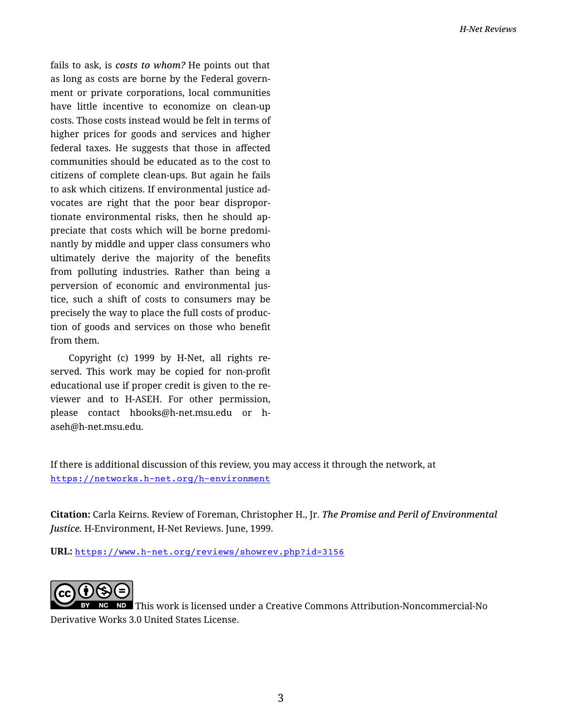fails to ask, is ***costs to whom?*** He points out that as long as costs are borne by the Federal government or private corporations, local communities have little incentive to economize on clean-up costs. Those costs instead would be felt in terms of higher prices for goods and services and higher federal taxes. He suggests that those in affected communities should be educated as to the cost to citizens of complete clean-ups. But again he fails to ask which citizens. If environmental justice advocates are right that the poor bear disproportionate environmental risks, then he should appreciate that costs which will be borne predominantly by middle and upper class consumers who ultimately derive the majority of the benefits from polluting industries. Rather than being a perversion of economic and environmental justice, such a shift of costs to consumers may be precisely the way to place the full costs of production of goods and services on those who benefit from them.

Copyright (c) 1999 by H-Net, all rights reserved. This work may be copied for non-profit educational use if proper credit is given to the reviewer and to H-ASEH. For other permission, please contact hbooks@h-net.msu.edu or h-aseh@h-net.msu.edu.

If there is additional discussion of this review, you may access it through the network, at https://networks.h-net.org/h-environment

**Citation:** Carla Keirns. Review of Foreman, Christopher H., Jr. ***The Promise and Peril of Environmental Justice.*** H-Environment, H-Net Reviews. June, 1999.

**URL:** https://www.h-net.org/reviews/showrev.php?id=3156

This work is licensed under a Creative Commons Attribution-Noncommercial-No Derivative Works 3.0 United States License.